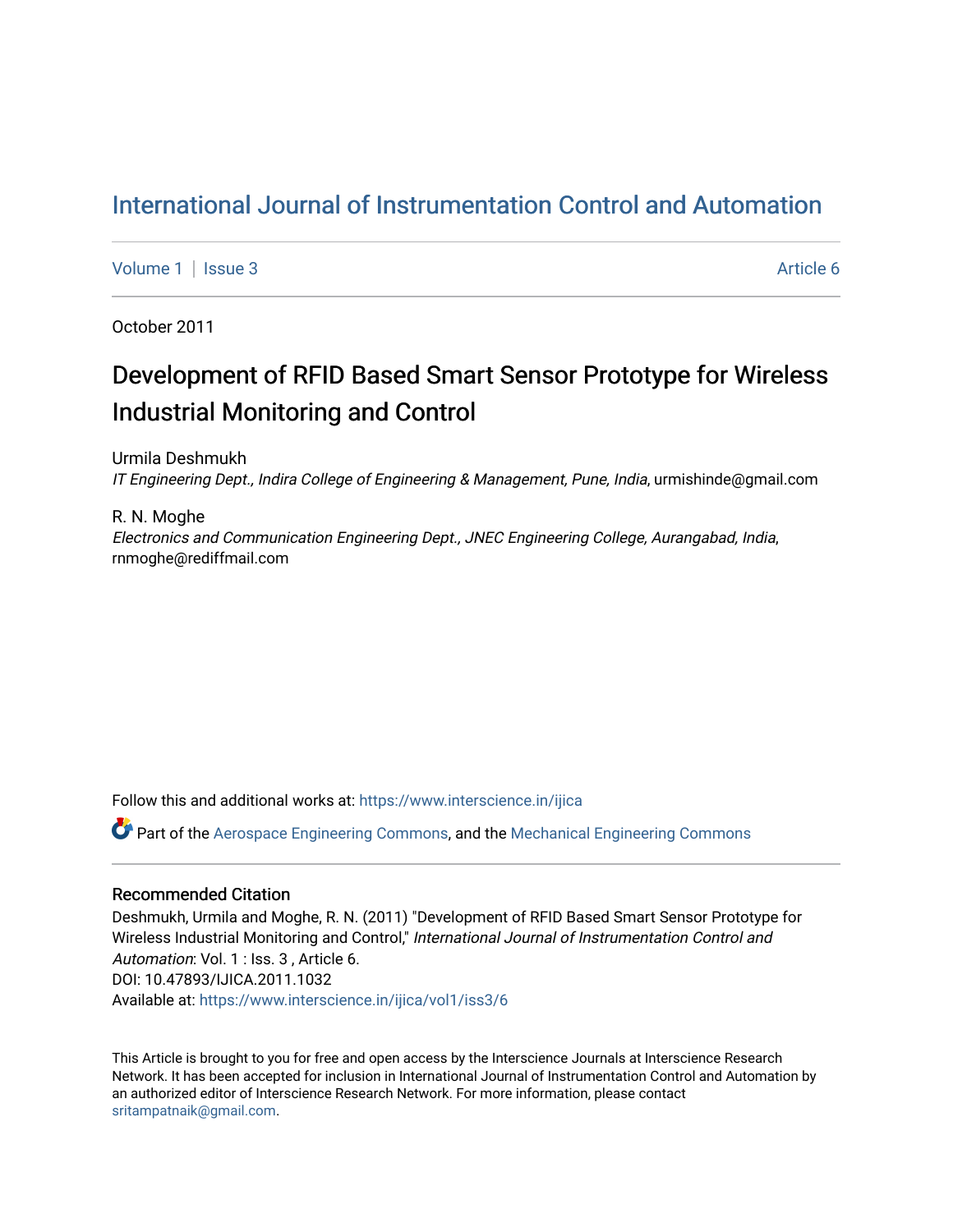# International Journal of Instrumentation Control and Automation

Volume 1 | Issue 3 Article 6

October 2011

## Development of RFID Based Smart Sensor Prototype for Wireless Industrial Monitoring and Control

Urmila Deshmukh
*IT Engineering Dept., Indira College of Engineering & Management, Pune, India*, urmishinde@gmail.com

R. N. Moghe
*Electronics and Communication Engineering Dept., JNEC Engineering College, Aurangabad, India*, rnmoghe@rediffmail.com

Follow this and additional works at: https://www.interscience.in/ijica

Part of the Aerospace Engineering Commons, and the Mechanical Engineering Commons

### Recommended Citation

Deshmukh, Urmila and Moghe, R. N. (2011) "Development of RFID Based Smart Sensor Prototype for Wireless Industrial Monitoring and Control," *International Journal of Instrumentation Control and Automation*: Vol. 1 : Iss. 3 , Article 6.
DOI: 10.47893/IJICA.2011.1032
Available at: https://www.interscience.in/ijica/vol1/iss3/6

This Article is brought to you for free and open access by the Interscience Journals at Interscience Research Network. It has been accepted for inclusion in International Journal of Instrumentation Control and Automation by an authorized editor of Interscience Research Network. For more information, please contact sritampatnaik@gmail.com.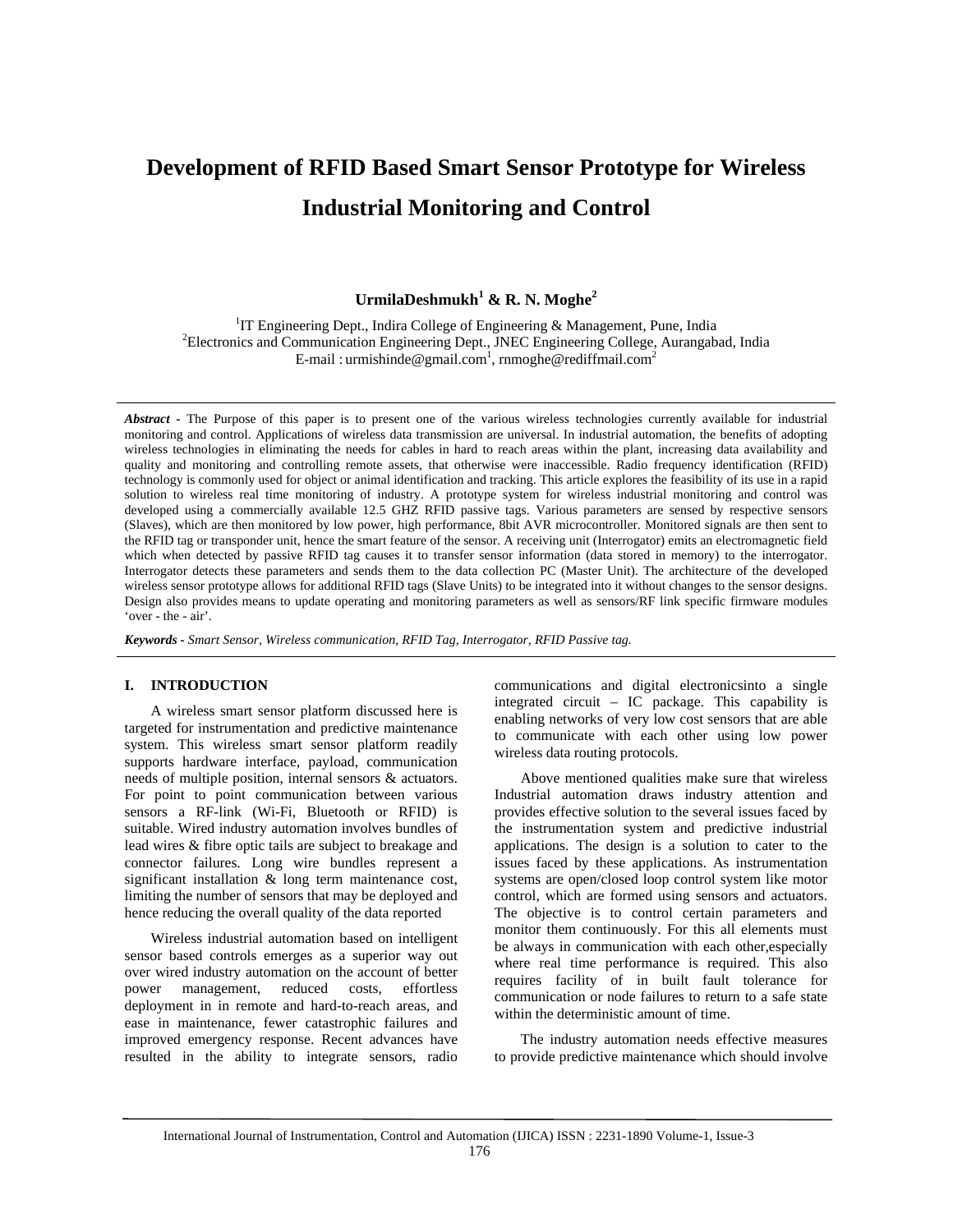# Development of RFID Based Smart Sensor Prototype for Wireless Industrial Monitoring and Control

**UrmilaDeshmukh[1] & R. N. Moghe[2]**

[1]IT Engineering Dept., Indira College of Engineering & Management, Pune, India
[2]Electronics and Communication Engineering Dept., JNEC Engineering College, Aurangabad, India
E-mail : urmishinde@gmail.com[1], rnmoghe@rediffmail.com[2]

***Abstract -*** The Purpose of this paper is to present one of the various wireless technologies currently available for industrial monitoring and control. Applications of wireless data transmission are universal. In industrial automation, the benefits of adopting wireless technologies in eliminating the needs for cables in hard to reach areas within the plant, increasing data availability and quality and monitoring and controlling remote assets, that otherwise were inaccessible. Radio frequency identification (RFID) technology is commonly used for object or animal identification and tracking. This article explores the feasibility of its use in a rapid solution to wireless real time monitoring of industry. A prototype system for wireless industrial monitoring and control was developed using a commercially available 12.5 GHZ RFID passive tags. Various parameters are sensed by respective sensors (Slaves), which are then monitored by low power, high performance, 8bit AVR microcontroller. Monitored signals are then sent to the RFID tag or transponder unit, hence the smart feature of the sensor. A receiving unit (Interrogator) emits an electromagnetic field which when detected by passive RFID tag causes it to transfer sensor information (data stored in memory) to the interrogator. Interrogator detects these parameters and sends them to the data collection PC (Master Unit). The architecture of the developed wireless sensor prototype allows for additional RFID tags (Slave Units) to be integrated into it without changes to the sensor designs. Design also provides means to update operating and monitoring parameters as well as sensors/RF link specific firmware modules 'over - the - air'.

***Keywords -*** *Smart Sensor, Wireless communication, RFID Tag, Interrogator, RFID Passive tag.*

## I. INTRODUCTION

A wireless smart sensor platform discussed here is targeted for instrumentation and predictive maintenance system. This wireless smart sensor platform readily supports hardware interface, payload, communication needs of multiple position, internal sensors & actuators. For point to point communication between various sensors a RF-link (Wi-Fi, Bluetooth or RFID) is suitable. Wired industry automation involves bundles of lead wires & fibre optic tails are subject to breakage and connector failures. Long wire bundles represent a significant installation & long term maintenance cost, limiting the number of sensors that may be deployed and hence reducing the overall quality of the data reported

Wireless industrial automation based on intelligent sensor based controls emerges as a superior way out over wired industry automation on the account of better power management, reduced costs, effortless deployment in in remote and hard-to-reach areas, and ease in maintenance, fewer catastrophic failures and improved emergency response. Recent advances have resulted in the ability to integrate sensors, radio communications and digital electronicsinto a single integrated circuit – IC package. This capability is enabling networks of very low cost sensors that are able to communicate with each other using low power wireless data routing protocols.

Above mentioned qualities make sure that wireless Industrial automation draws industry attention and provides effective solution to the several issues faced by the instrumentation system and predictive industrial applications. The design is a solution to cater to the issues faced by these applications. As instrumentation systems are open/closed loop control system like motor control, which are formed using sensors and actuators. The objective is to control certain parameters and monitor them continuously. For this all elements must be always in communication with each other,especially where real time performance is required. This also requires facility of in built fault tolerance for communication or node failures to return to a safe state within the deterministic amount of time.

The industry automation needs effective measures to provide predictive maintenance which should involve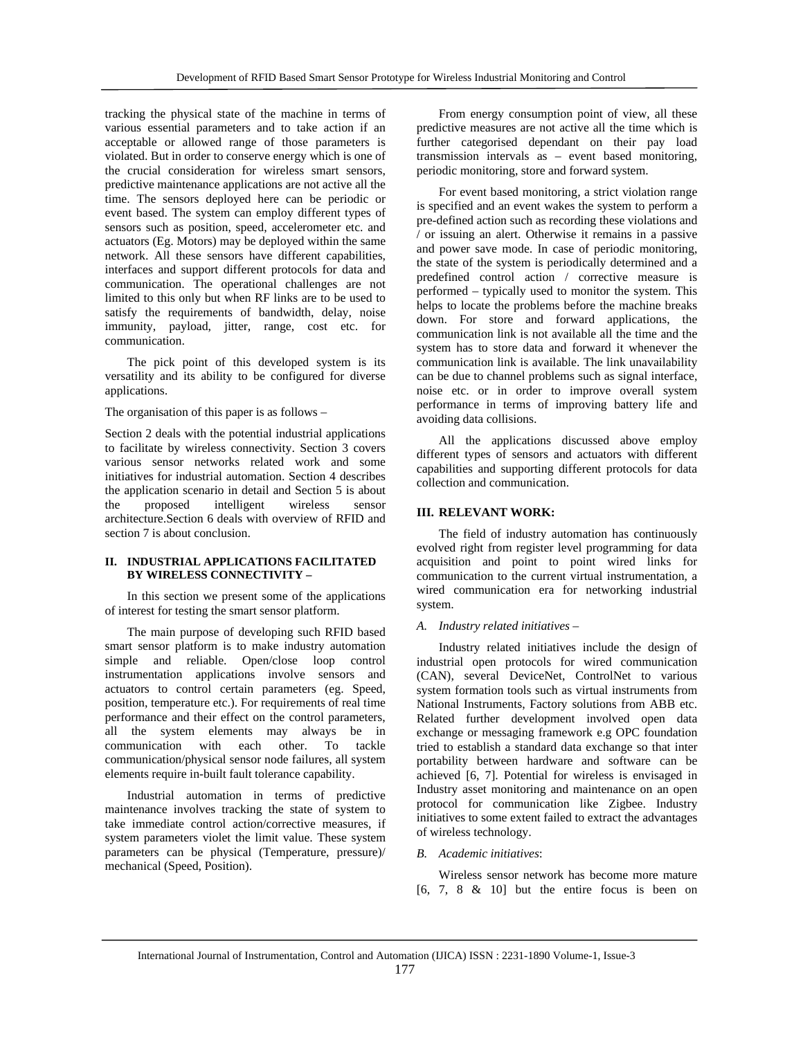tracking the physical state of the machine in terms of various essential parameters and to take action if an acceptable or allowed range of those parameters is violated. But in order to conserve energy which is one of the crucial consideration for wireless smart sensors, predictive maintenance applications are not active all the time. The sensors deployed here can be periodic or event based. The system can employ different types of sensors such as position, speed, accelerometer etc. and actuators (Eg. Motors) may be deployed within the same network. All these sensors have different capabilities, interfaces and support different protocols for data and communication. The operational challenges are not limited to this only but when RF links are to be used to satisfy the requirements of bandwidth, delay, noise immunity, payload, jitter, range, cost etc. for communication.

The pick point of this developed system is its versatility and its ability to be configured for diverse applications.

The organisation of this paper is as follows –

Section 2 deals with the potential industrial applications to facilitate by wireless connectivity. Section 3 covers various sensor networks related work and some initiatives for industrial automation. Section 4 describes the application scenario in detail and Section 5 is about the proposed intelligent wireless sensor architecture.Section 6 deals with overview of RFID and section 7 is about conclusion.

## II. INDUSTRIAL APPLICATIONS FACILITATED BY WIRELESS CONNECTIVITY –

In this section we present some of the applications of interest for testing the smart sensor platform.

The main purpose of developing such RFID based smart sensor platform is to make industry automation simple and reliable. Open/close loop control instrumentation applications involve sensors and actuators to control certain parameters (eg. Speed, position, temperature etc.). For requirements of real time performance and their effect on the control parameters, all the system elements may always be in communication with each other. To tackle communication/physical sensor node failures, all system elements require in-built fault tolerance capability.

Industrial automation in terms of predictive maintenance involves tracking the state of system to take immediate control action/corrective measures, if system parameters violet the limit value. These system parameters can be physical (Temperature, pressure)/ mechanical (Speed, Position).

From energy consumption point of view, all these predictive measures are not active all the time which is further categorised dependant on their pay load transmission intervals as – event based monitoring, periodic monitoring, store and forward system.

For event based monitoring, a strict violation range is specified and an event wakes the system to perform a pre-defined action such as recording these violations and / or issuing an alert. Otherwise it remains in a passive and power save mode. In case of periodic monitoring, the state of the system is periodically determined and a predefined control action / corrective measure is performed – typically used to monitor the system. This helps to locate the problems before the machine breaks down. For store and forward applications, the communication link is not available all the time and the system has to store data and forward it whenever the communication link is available. The link unavailability can be due to channel problems such as signal interface, noise etc. or in order to improve overall system performance in terms of improving battery life and avoiding data collisions.

All the applications discussed above employ different types of sensors and actuators with different capabilities and supporting different protocols for data collection and communication.

## III. RELEVANT WORK:

The field of industry automation has continuously evolved right from register level programming for data acquisition and point to point wired links for communication to the current virtual instrumentation, a wired communication era for networking industrial system.

### *A. Industry related initiatives –*

Industry related initiatives include the design of industrial open protocols for wired communication (CAN), several DeviceNet, ControlNet to various system formation tools such as virtual instruments from National Instruments, Factory solutions from ABB etc. Related further development involved open data exchange or messaging framework e.g OPC foundation tried to establish a standard data exchange so that inter portability between hardware and software can be achieved [6, 7]. Potential for wireless is envisaged in Industry asset monitoring and maintenance on an open protocol for communication like Zigbee. Industry initiatives to some extent failed to extract the advantages of wireless technology.

### *B. Academic initiatives*:

Wireless sensor network has become more mature [6, 7, 8 & 10] but the entire focus is been on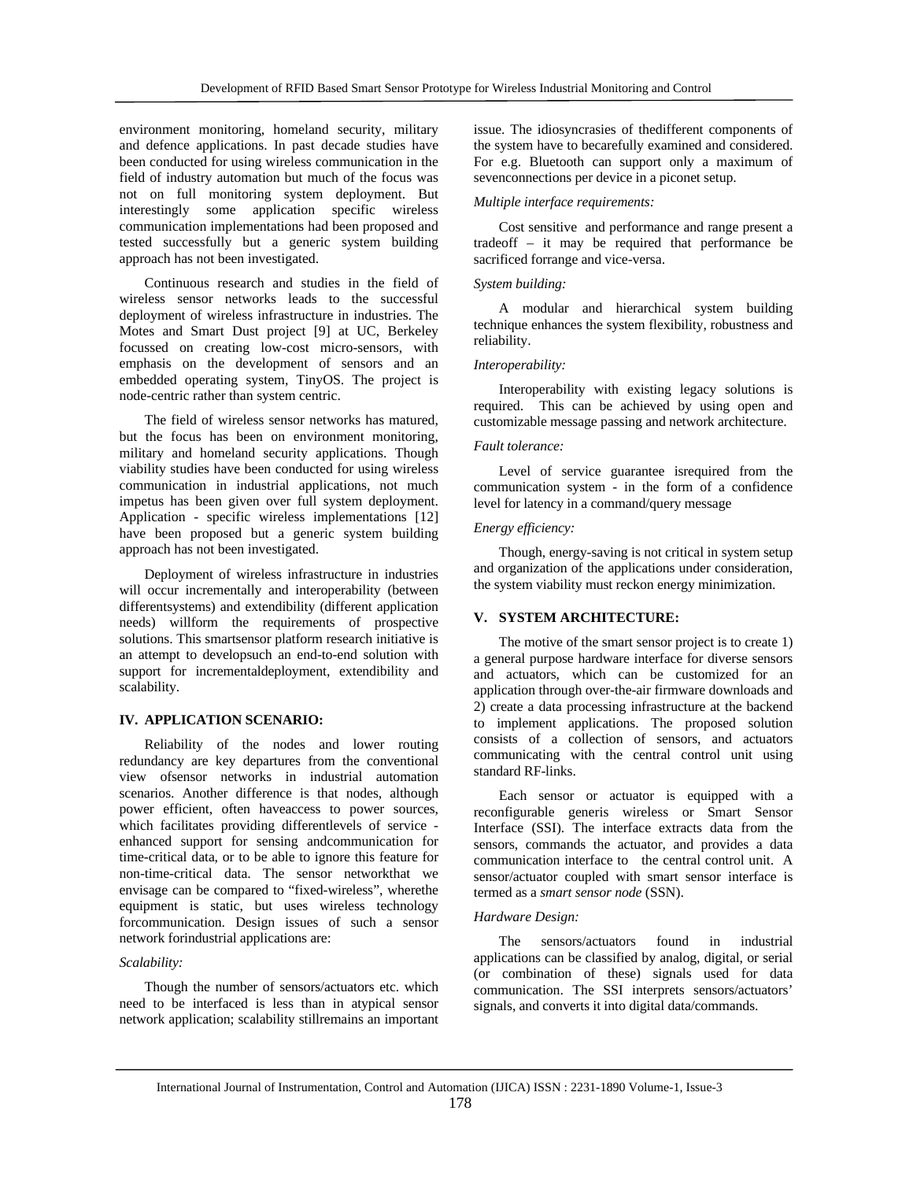environment monitoring, homeland security, military and defence applications. In past decade studies have been conducted for using wireless communication in the field of industry automation but much of the focus was not on full monitoring system deployment. But interestingly some application specific wireless communication implementations had been proposed and tested successfully but a generic system building approach has not been investigated.

Continuous research and studies in the field of wireless sensor networks leads to the successful deployment of wireless infrastructure in industries. The Motes and Smart Dust project [9] at UC, Berkeley focussed on creating low-cost micro-sensors, with emphasis on the development of sensors and an embedded operating system, TinyOS. The project is node-centric rather than system centric.

The field of wireless sensor networks has matured, but the focus has been on environment monitoring, military and homeland security applications. Though viability studies have been conducted for using wireless communication in industrial applications, not much impetus has been given over full system deployment. Application - specific wireless implementations [12] have been proposed but a generic system building approach has not been investigated.

Deployment of wireless infrastructure in industries will occur incrementally and interoperability (between differentsystems) and extendibility (different application needs) willform the requirements of prospective solutions. This smartsensor platform research initiative is an attempt to developsuch an end-to-end solution with support for incrementaldeployment, extendibility and scalability.

## IV. APPLICATION SCENARIO:

Reliability of the nodes and lower routing redundancy are key departures from the conventional view ofsensor networks in industrial automation scenarios. Another difference is that nodes, although power efficient, often haveaccess to power sources, which facilitates providing differentlevels of service - enhanced support for sensing andcommunication for time-critical data, or to be able to ignore this feature for non-time-critical data. The sensor networkthat we envisage can be compared to "fixed-wireless", wherethe equipment is static, but uses wireless technology forcommunication. Design issues of such a sensor network forindustrial applications are:

*Scalability:*

Though the number of sensors/actuators etc. which need to be interfaced is less than in atypical sensor network application; scalability stillremains an important issue. The idiosyncrasies of thedifferent components of the system have to becarefully examined and considered. For e.g. Bluetooth can support only a maximum of sevenconnections per device in a piconet setup.

*Multiple interface requirements:*

Cost sensitive and performance and range present a tradeoff – it may be required that performance be sacrificed forrange and vice-versa.

*System building:*

A modular and hierarchical system building technique enhances the system flexibility, robustness and reliability.

*Interoperability:*

Interoperability with existing legacy solutions is required. This can be achieved by using open and customizable message passing and network architecture.

*Fault tolerance:*

Level of service guarantee isrequired from the communication system - in the form of a confidence level for latency in a command/query message

*Energy efficiency:*

Though, energy-saving is not critical in system setup and organization of the applications under consideration, the system viability must reckon energy minimization.

## V. SYSTEM ARCHITECTURE:

The motive of the smart sensor project is to create 1) a general purpose hardware interface for diverse sensors and actuators, which can be customized for an application through over-the-air firmware downloads and 2) create a data processing infrastructure at the backend to implement applications. The proposed solution consists of a collection of sensors, and actuators communicating with the central control unit using standard RF-links.

Each sensor or actuator is equipped with a reconfigurable generis wireless or Smart Sensor Interface (SSI). The interface extracts data from the sensors, commands the actuator, and provides a data communication interface to the central control unit. A sensor/actuator coupled with smart sensor interface is termed as a *smart sensor node* (SSN).

*Hardware Design:*

The sensors/actuators found in industrial applications can be classified by analog, digital, or serial (or combination of these) signals used for data communication. The SSI interprets sensors/actuators' signals, and converts it into digital data/commands.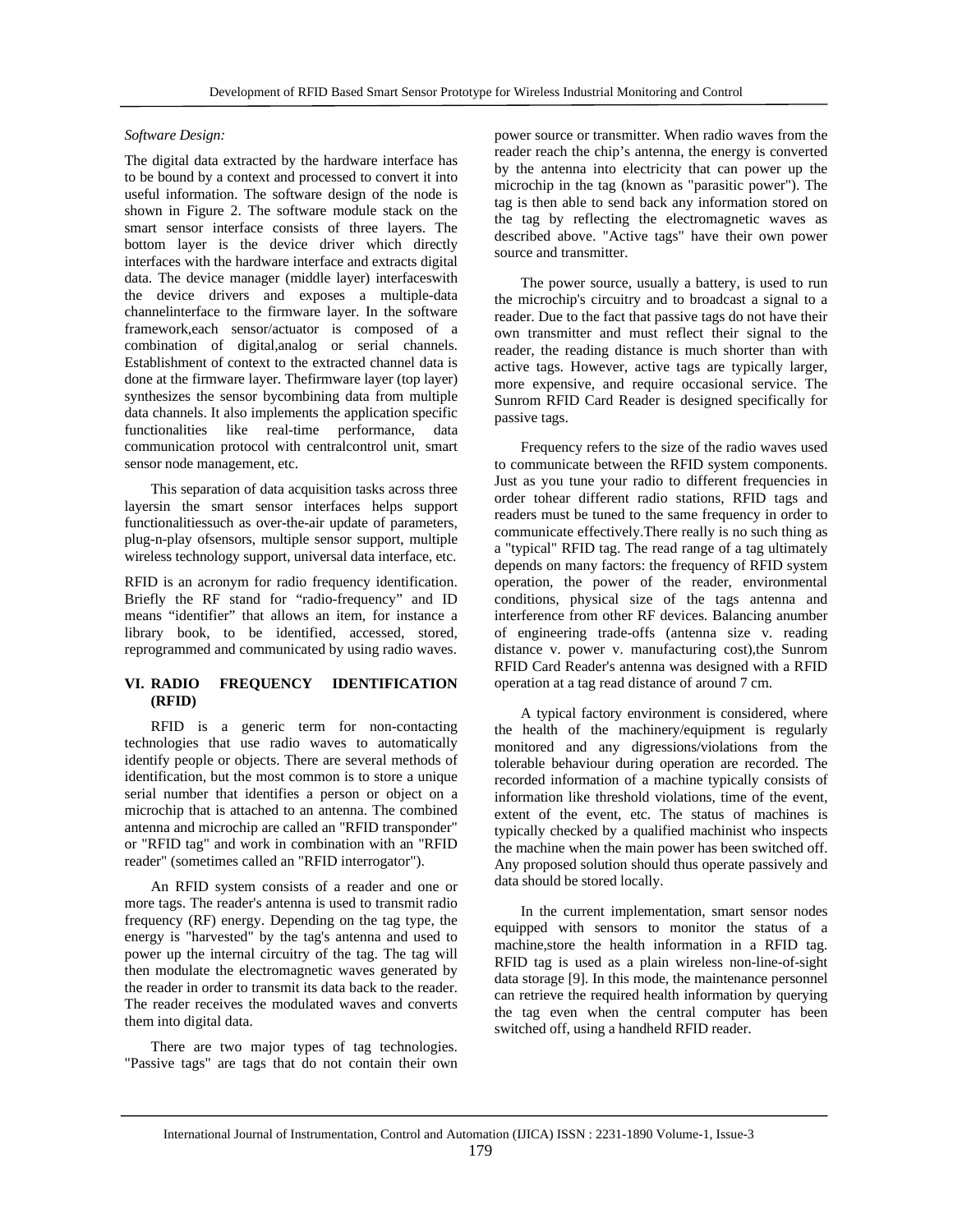*Software Design:*

The digital data extracted by the hardware interface has to be bound by a context and processed to convert it into useful information. The software design of the node is shown in Figure 2. The software module stack on the smart sensor interface consists of three layers. The bottom layer is the device driver which directly interfaces with the hardware interface and extracts digital data. The device manager (middle layer) interfaceswith the device drivers and exposes a multiple-data channelinterface to the firmware layer. In the software framework,each sensor/actuator is composed of a combination of digital,analog or serial channels. Establishment of context to the extracted channel data is done at the firmware layer. Thefirmware layer (top layer) synthesizes the sensor bycombining data from multiple data channels. It also implements the application specific functionalities like real-time performance, data communication protocol with centralcontrol unit, smart sensor node management, etc.

This separation of data acquisition tasks across three layersin the smart sensor interfaces helps support functionalitiessuch as over-the-air update of parameters, plug-n-play ofsensors, multiple sensor support, multiple wireless technology support, universal data interface, etc.

RFID is an acronym for radio frequency identification. Briefly the RF stand for "radio-frequency" and ID means "identifier" that allows an item, for instance a library book, to be identified, accessed, stored, reprogrammed and communicated by using radio waves.

## VI. RADIO FREQUENCY IDENTIFICATION (RFID)

RFID is a generic term for non-contacting technologies that use radio waves to automatically identify people or objects. There are several methods of identification, but the most common is to store a unique serial number that identifies a person or object on a microchip that is attached to an antenna. The combined antenna and microchip are called an "RFID transponder" or "RFID tag" and work in combination with an "RFID reader" (sometimes called an "RFID interrogator").

An RFID system consists of a reader and one or more tags. The reader's antenna is used to transmit radio frequency (RF) energy. Depending on the tag type, the energy is "harvested" by the tag's antenna and used to power up the internal circuitry of the tag. The tag will then modulate the electromagnetic waves generated by the reader in order to transmit its data back to the reader. The reader receives the modulated waves and converts them into digital data.

There are two major types of tag technologies. "Passive tags" are tags that do not contain their own power source or transmitter. When radio waves from the reader reach the chip's antenna, the energy is converted by the antenna into electricity that can power up the microchip in the tag (known as "parasitic power"). The tag is then able to send back any information stored on the tag by reflecting the electromagnetic waves as described above. "Active tags" have their own power source and transmitter.

The power source, usually a battery, is used to run the microchip's circuitry and to broadcast a signal to a reader. Due to the fact that passive tags do not have their own transmitter and must reflect their signal to the reader, the reading distance is much shorter than with active tags. However, active tags are typically larger, more expensive, and require occasional service. The Sunrom RFID Card Reader is designed specifically for passive tags.

Frequency refers to the size of the radio waves used to communicate between the RFID system components. Just as you tune your radio to different frequencies in order tohear different radio stations, RFID tags and readers must be tuned to the same frequency in order to communicate effectively.There really is no such thing as a "typical" RFID tag. The read range of a tag ultimately depends on many factors: the frequency of RFID system operation, the power of the reader, environmental conditions, physical size of the tags antenna and interference from other RF devices. Balancing anumber of engineering trade-offs (antenna size v. reading distance v. power v. manufacturing cost),the Sunrom RFID Card Reader's antenna was designed with a RFID operation at a tag read distance of around 7 cm.

A typical factory environment is considered, where the health of the machinery/equipment is regularly monitored and any digressions/violations from the tolerable behaviour during operation are recorded. The recorded information of a machine typically consists of information like threshold violations, time of the event, extent of the event, etc. The status of machines is typically checked by a qualified machinist who inspects the machine when the main power has been switched off. Any proposed solution should thus operate passively and data should be stored locally.

In the current implementation, smart sensor nodes equipped with sensors to monitor the status of a machine,store the health information in a RFID tag. RFID tag is used as a plain wireless non-line-of-sight data storage [9]. In this mode, the maintenance personnel can retrieve the required health information by querying the tag even when the central computer has been switched off, using a handheld RFID reader.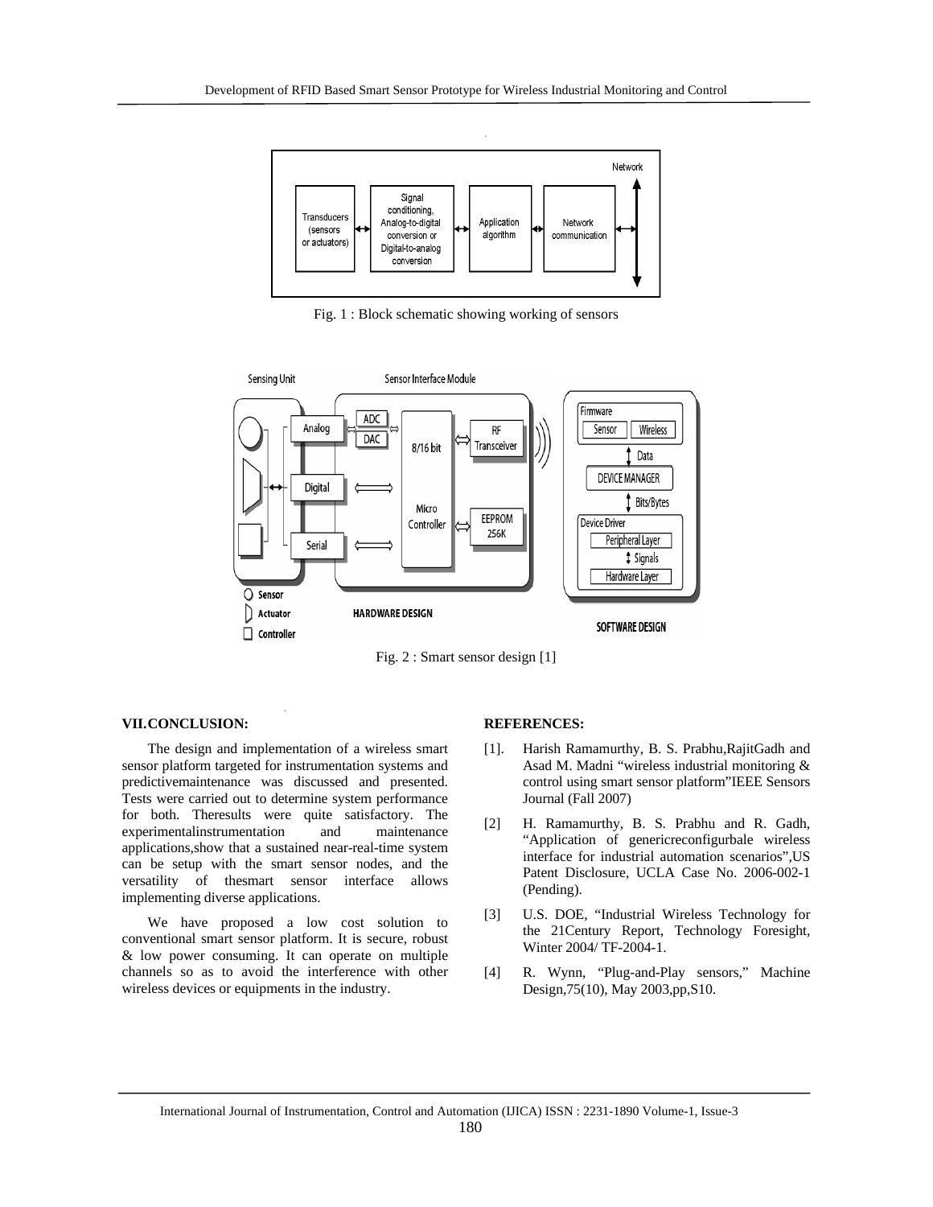Fig. 1 : Block schematic showing working of sensors

Fig. 2 : Smart sensor design [1]

## VII. CONCLUSION:

The design and implementation of a wireless smart sensor platform targeted for instrumentation systems and predictivemaintenance was discussed and presented. Tests were carried out to determine system performance for both. Theresults were quite satisfactory. The experimentalinstrumentation and maintenance applications,show that a sustained near-real-time system can be setup with the smart sensor nodes, and the versatility of thesmart sensor interface allows implementing diverse applications.

We have proposed a low cost solution to conventional smart sensor platform. It is secure, robust & low power consuming. It can operate on multiple channels so as to avoid the interference with other wireless devices or equipments in the industry.

## REFERENCES:

[1]. Harish Ramamurthy, B. S. Prabhu,RajitGadh and Asad M. Madni "wireless industrial monitoring & control using smart sensor platform"IEEE Sensors Journal (Fall 2007)

[2] H. Ramamurthy, B. S. Prabhu and R. Gadh, "Application of genericreconfigurbale wireless interface for industrial automation scenarios",US Patent Disclosure, UCLA Case No. 2006-002-1 (Pending).

[3] U.S. DOE, "Industrial Wireless Technology for the 21Century Report, Technology Foresight, Winter 2004/ TF-2004-1.

[4] R. Wynn, "Plug-and-Play sensors," Machine Design,75(10), May 2003,pp,S10.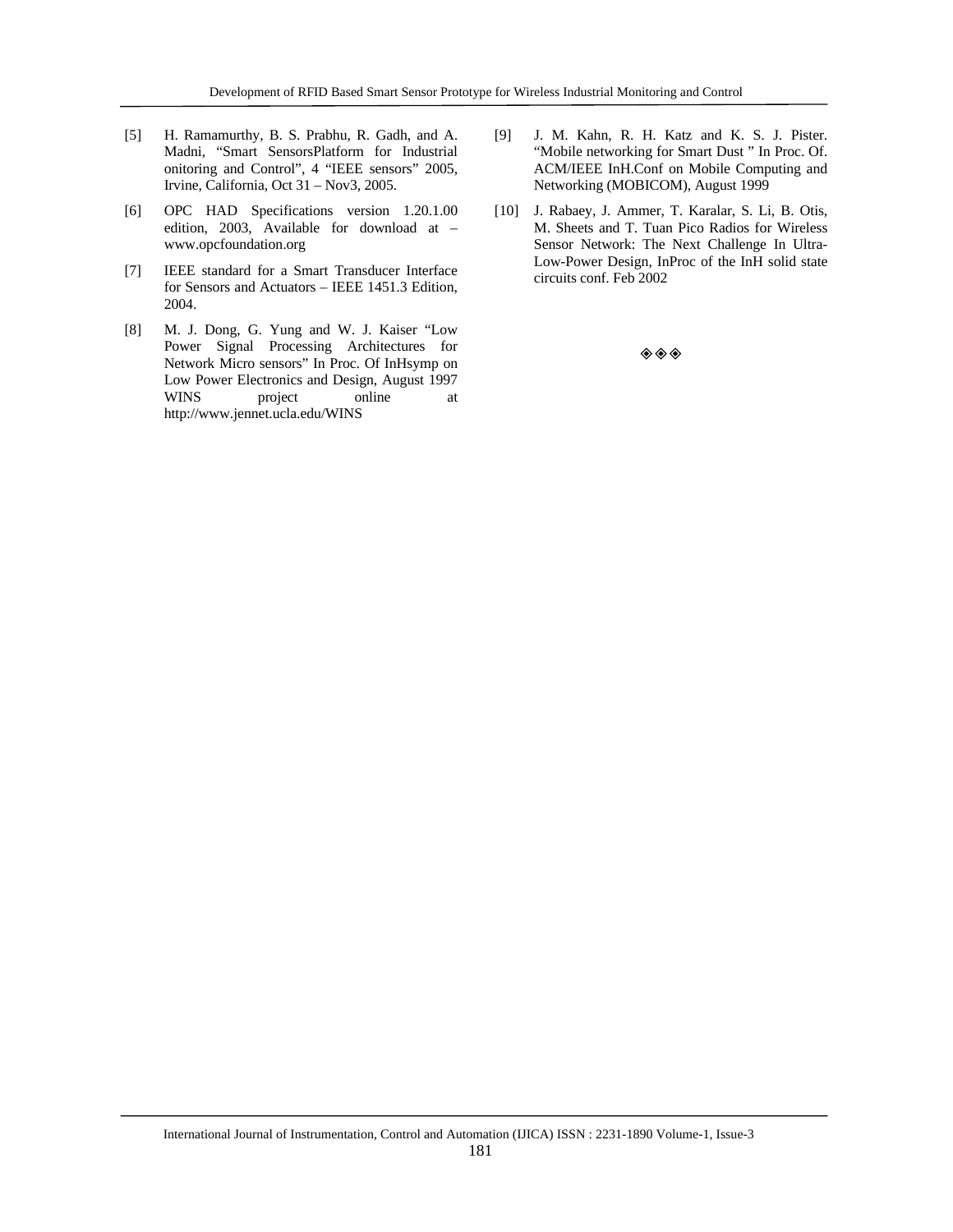[5] H. Ramamurthy, B. S. Prabhu, R. Gadh, and A. Madni, "Smart SensorsPlatform for Industrial onitoring and Control", 4 "IEEE sensors" 2005, Irvine, California, Oct 31 – Nov3, 2005.

[6] OPC HAD Specifications version 1.20.1.00 edition, 2003, Available for download at – www.opcfoundation.org

[7] IEEE standard for a Smart Transducer Interface for Sensors and Actuators – IEEE 1451.3 Edition, 2004.

[8] M. J. Dong, G. Yung and W. J. Kaiser "Low Power Signal Processing Architectures for Network Micro sensors" In Proc. Of InHsymp on Low Power Electronics and Design, August 1997 WINS project online at http://www.jennet.ucla.edu/WINS

[9] J. M. Kahn, R. H. Katz and K. S. J. Pister. "Mobile networking for Smart Dust " In Proc. Of. ACM/IEEE InH.Conf on Mobile Computing and Networking (MOBICOM), August 1999

[10] J. Rabaey, J. Ammer, T. Karalar, S. Li, B. Otis, M. Sheets and T. Tuan Pico Radios for Wireless Sensor Network: The Next Challenge In Ultra-Low-Power Design, InProc of the InH solid state circuits conf. Feb 2002

◈◈◈